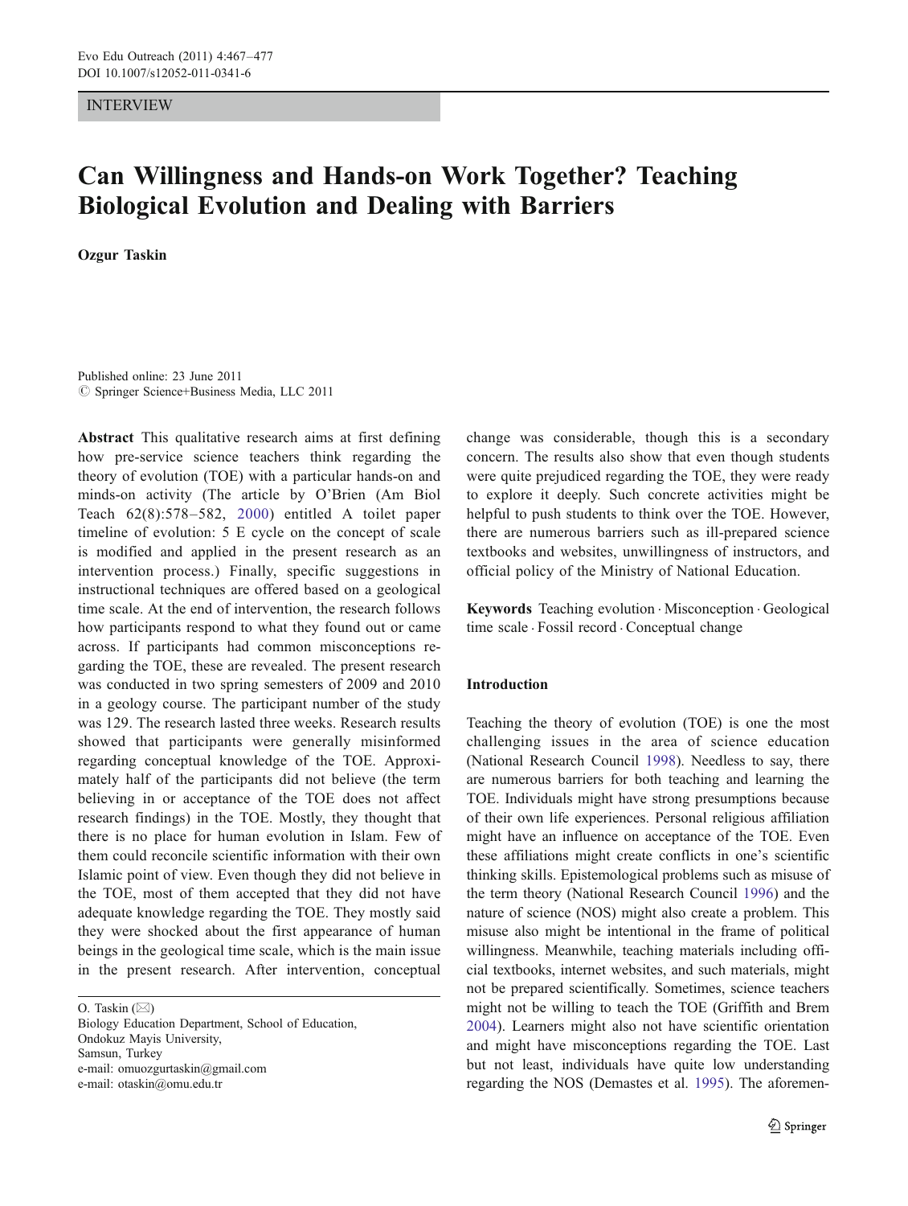INTERVIEW

# Can Willingness and Hands-on Work Together? Teaching Biological Evolution and Dealing with Barriers

**Ozgur Taskin**

Published online: 23 June 2011
© Springer Science+Business Media, LLC 2011

**Abstract** This qualitative research aims at first defining how pre-service science teachers think regarding the theory of evolution (TOE) with a particular hands-on and minds-on activity (The article by O'Brien (Am Biol Teach 62(8):578–582, 2000) entitled A toilet paper timeline of evolution: 5 E cycle on the concept of scale is modified and applied in the present research as an intervention process.) Finally, specific suggestions in instructional techniques are offered based on a geological time scale. At the end of intervention, the research follows how participants respond to what they found out or came across. If participants had common misconceptions regarding the TOE, these are revealed. The present research was conducted in two spring semesters of 2009 and 2010 in a geology course. The participant number of the study was 129. The research lasted three weeks. Research results showed that participants were generally misinformed regarding conceptual knowledge of the TOE. Approximately half of the participants did not believe (the term believing in or acceptance of the TOE does not affect research findings) in the TOE. Mostly, they thought that there is no place for human evolution in Islam. Few of them could reconcile scientific information with their own Islamic point of view. Even though they did not believe in the TOE, most of them accepted that they did not have adequate knowledge regarding the TOE. They mostly said they were shocked about the first appearance of human beings in the geological time scale, which is the main issue in the present research. After intervention, conceptual change was considerable, though this is a secondary concern. The results also show that even though students were quite prejudiced regarding the TOE, they were ready to explore it deeply. Such concrete activities might be helpful to push students to think over the TOE. However, there are numerous barriers such as ill-prepared science textbooks and websites, unwillingness of instructors, and official policy of the Ministry of National Education.

**Keywords** Teaching evolution · Misconception · Geological time scale · Fossil record · Conceptual change

O. Taskin (✉)
Biology Education Department, School of Education, Ondokuz Mayis University, Samsun, Turkey
e-mail: omuozgurtaskin@gmail.com
e-mail: otaskin@omu.edu.tr

## Introduction

Teaching the theory of evolution (TOE) is one the most challenging issues in the area of science education (National Research Council 1998). Needless to say, there are numerous barriers for both teaching and learning the TOE. Individuals might have strong presumptions because of their own life experiences. Personal religious affiliation might have an influence on acceptance of the TOE. Even these affiliations might create conflicts in one's scientific thinking skills. Epistemological problems such as misuse of the term theory (National Research Council 1996) and the nature of science (NOS) might also create a problem. This misuse also might be intentional in the frame of political willingness. Meanwhile, teaching materials including official textbooks, internet websites, and such materials, might not be prepared scientifically. Sometimes, science teachers might not be willing to teach the TOE (Griffith and Brem 2004). Learners might also not have scientific orientation and might have misconceptions regarding the TOE. Last but not least, individuals have quite low understanding regarding the NOS (Demastes et al. 1995). The aforemen-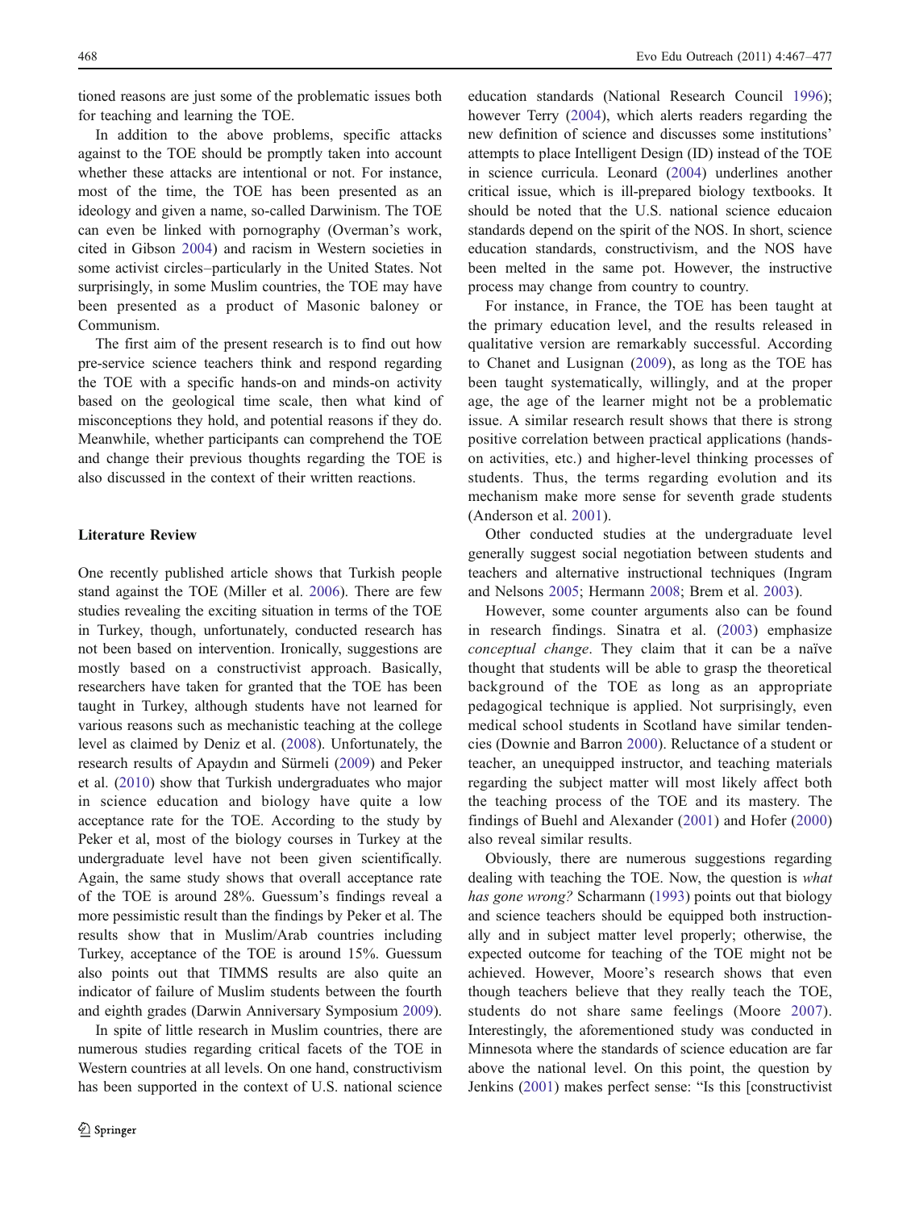tioned reasons are just some of the problematic issues both for teaching and learning the TOE.

In addition to the above problems, specific attacks against to the TOE should be promptly taken into account whether these attacks are intentional or not. For instance, most of the time, the TOE has been presented as an ideology and given a name, so-called Darwinism. The TOE can even be linked with pornography (Overman's work, cited in Gibson 2004) and racism in Western societies in some activist circles–particularly in the United States. Not surprisingly, in some Muslim countries, the TOE may have been presented as a product of Masonic baloney or Communism.

The first aim of the present research is to find out how pre-service science teachers think and respond regarding the TOE with a specific hands-on and minds-on activity based on the geological time scale, then what kind of misconceptions they hold, and potential reasons if they do. Meanwhile, whether participants can comprehend the TOE and change their previous thoughts regarding the TOE is also discussed in the context of their written reactions.

## Literature Review

One recently published article shows that Turkish people stand against the TOE (Miller et al. 2006). There are few studies revealing the exciting situation in terms of the TOE in Turkey, though, unfortunately, conducted research has not been based on intervention. Ironically, suggestions are mostly based on a constructivist approach. Basically, researchers have taken for granted that the TOE has been taught in Turkey, although students have not learned for various reasons such as mechanistic teaching at the college level as claimed by Deniz et al. (2008). Unfortunately, the research results of Apaydın and Sürmeli (2009) and Peker et al. (2010) show that Turkish undergraduates who major in science education and biology have quite a low acceptance rate for the TOE. According to the study by Peker et al, most of the biology courses in Turkey at the undergraduate level have not been given scientifically. Again, the same study shows that overall acceptance rate of the TOE is around 28%. Guessum's findings reveal a more pessimistic result than the findings by Peker et al. The results show that in Muslim/Arab countries including Turkey, acceptance of the TOE is around 15%. Guessum also points out that TIMMS results are also quite an indicator of failure of Muslim students between the fourth and eighth grades (Darwin Anniversary Symposium 2009).

In spite of little research in Muslim countries, there are numerous studies regarding critical facets of the TOE in Western countries at all levels. On one hand, constructivism has been supported in the context of U.S. national science education standards (National Research Council 1996); however Terry (2004), which alerts readers regarding the new definition of science and discusses some institutions' attempts to place Intelligent Design (ID) instead of the TOE in science curricula. Leonard (2004) underlines another critical issue, which is ill-prepared biology textbooks. It should be noted that the U.S. national science educaion standards depend on the spirit of the NOS. In short, science education standards, constructivism, and the NOS have been melted in the same pot. However, the instructive process may change from country to country.

For instance, in France, the TOE has been taught at the primary education level, and the results released in qualitative version are remarkably successful. According to Chanet and Lusignan (2009), as long as the TOE has been taught systematically, willingly, and at the proper age, the age of the learner might not be a problematic issue. A similar research result shows that there is strong positive correlation between practical applications (hands-on activities, etc.) and higher-level thinking processes of students. Thus, the terms regarding evolution and its mechanism make more sense for seventh grade students (Anderson et al. 2001).

Other conducted studies at the undergraduate level generally suggest social negotiation between students and teachers and alternative instructional techniques (Ingram and Nelsons 2005; Hermann 2008; Brem et al. 2003).

However, some counter arguments also can be found in research findings. Sinatra et al. (2003) emphasize *conceptual change*. They claim that it can be a naïve thought that students will be able to grasp the theoretical background of the TOE as long as an appropriate pedagogical technique is applied. Not surprisingly, even medical school students in Scotland have similar tendencies (Downie and Barron 2000). Reluctance of a student or teacher, an unequipped instructor, and teaching materials regarding the subject matter will most likely affect both the teaching process of the TOE and its mastery. The findings of Buehl and Alexander (2001) and Hofer (2000) also reveal similar results.

Obviously, there are numerous suggestions regarding dealing with teaching the TOE. Now, the question is *what has gone wrong?* Scharmann (1993) points out that biology and science teachers should be equipped both instructionally and in subject matter level properly; otherwise, the expected outcome for teaching of the TOE might not be achieved. However, Moore's research shows that even though teachers believe that they really teach the TOE, students do not share same feelings (Moore 2007). Interestingly, the aforementioned study was conducted in Minnesota where the standards of science education are far above the national level. On this point, the question by Jenkins (2001) makes perfect sense: "Is this [constructivist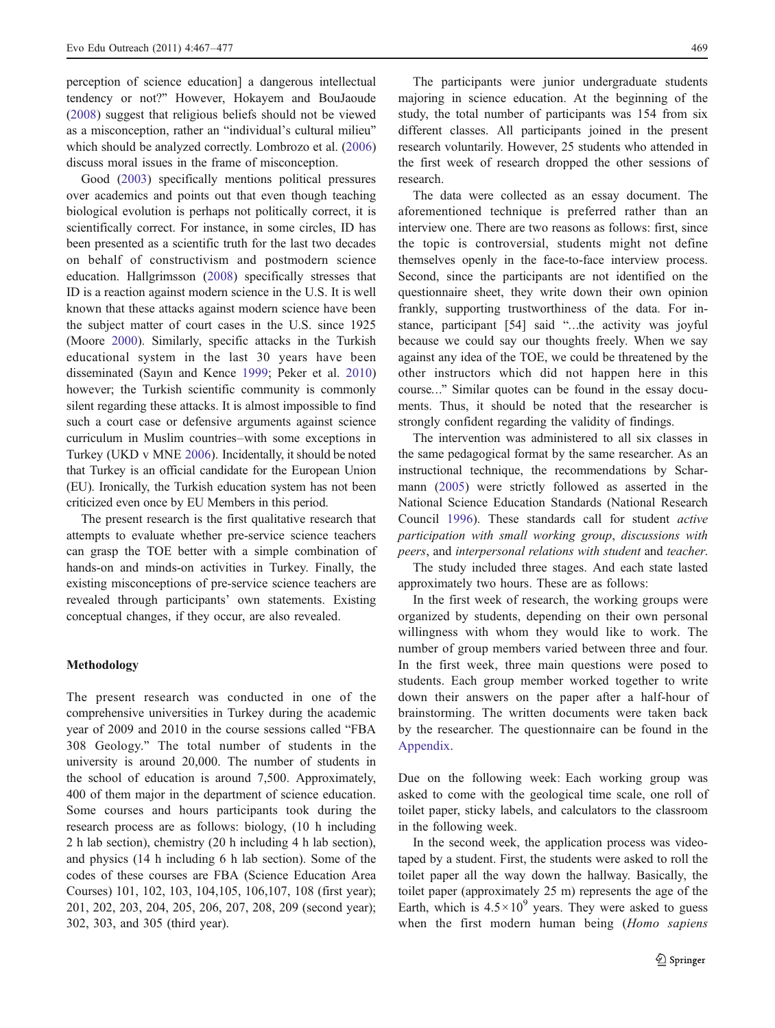perception of science education] a dangerous intellectual tendency or not?" However, Hokayem and BouJaoude (2008) suggest that religious beliefs should not be viewed as a misconception, rather an "individual's cultural milieu" which should be analyzed correctly. Lombrozo et al. (2006) discuss moral issues in the frame of misconception.

Good (2003) specifically mentions political pressures over academics and points out that even though teaching biological evolution is perhaps not politically correct, it is scientifically correct. For instance, in some circles, ID has been presented as a scientific truth for the last two decades on behalf of constructivism and postmodern science education. Hallgrimsson (2008) specifically stresses that ID is a reaction against modern science in the U.S. It is well known that these attacks against modern science have been the subject matter of court cases in the U.S. since 1925 (Moore 2000). Similarly, specific attacks in the Turkish educational system in the last 30 years have been disseminated (Sayın and Kence 1999; Peker et al. 2010) however; the Turkish scientific community is commonly silent regarding these attacks. It is almost impossible to find such a court case or defensive arguments against science curriculum in Muslim countries–with some exceptions in Turkey (UKD v MNE 2006). Incidentally, it should be noted that Turkey is an official candidate for the European Union (EU). Ironically, the Turkish education system has not been criticized even once by EU Members in this period.

The present research is the first qualitative research that attempts to evaluate whether pre-service science teachers can grasp the TOE better with a simple combination of hands-on and minds-on activities in Turkey. Finally, the existing misconceptions of pre-service science teachers are revealed through participants' own statements. Existing conceptual changes, if they occur, are also revealed.

## Methodology

The present research was conducted in one of the comprehensive universities in Turkey during the academic year of 2009 and 2010 in the course sessions called "FBA 308 Geology." The total number of students in the university is around 20,000. The number of students in the school of education is around 7,500. Approximately, 400 of them major in the department of science education. Some courses and hours participants took during the research process are as follows: biology, (10 h including 2 h lab section), chemistry (20 h including 4 h lab section), and physics (14 h including 6 h lab section). Some of the codes of these courses are FBA (Science Education Area Courses) 101, 102, 103, 104,105, 106,107, 108 (first year); 201, 202, 203, 204, 205, 206, 207, 208, 209 (second year); 302, 303, and 305 (third year).

The participants were junior undergraduate students majoring in science education. At the beginning of the study, the total number of participants was 154 from six different classes. All participants joined in the present research voluntarily. However, 25 students who attended in the first week of research dropped the other sessions of research.

The data were collected as an essay document. The aforementioned technique is preferred rather than an interview one. There are two reasons as follows: first, since the topic is controversial, students might not define themselves openly in the face-to-face interview process. Second, since the participants are not identified on the questionnaire sheet, they write down their own opinion frankly, supporting trustworthiness of the data. For instance, participant [54] said "...the activity was joyful because we could say our thoughts freely. When we say against any idea of the TOE, we could be threatened by the other instructors which did not happen here in this course..." Similar quotes can be found in the essay documents. Thus, it should be noted that the researcher is strongly confident regarding the validity of findings.

The intervention was administered to all six classes in the same pedagogical format by the same researcher. As an instructional technique, the recommendations by Scharmann (2005) were strictly followed as asserted in the National Science Education Standards (National Research Council 1996). These standards call for student *active participation with small working group*, *discussions with peers*, and *interpersonal relations with student* and *teacher*.

The study included three stages. And each state lasted approximately two hours. These are as follows:

In the first week of research, the working groups were organized by students, depending on their own personal willingness with whom they would like to work. The number of group members varied between three and four. In the first week, three main questions were posed to students. Each group member worked together to write down their answers on the paper after a half-hour of brainstorming. The written documents were taken back by the researcher. The questionnaire can be found in the Appendix.

Due on the following week: Each working group was asked to come with the geological time scale, one roll of toilet paper, sticky labels, and calculators to the classroom in the following week.

In the second week, the application process was videotaped by a student. First, the students were asked to roll the toilet paper all the way down the hallway. Basically, the toilet paper (approximately 25 m) represents the age of the Earth, which is $4.5\times10^9$ years. They were asked to guess when the first modern human being (*Homo sapiens*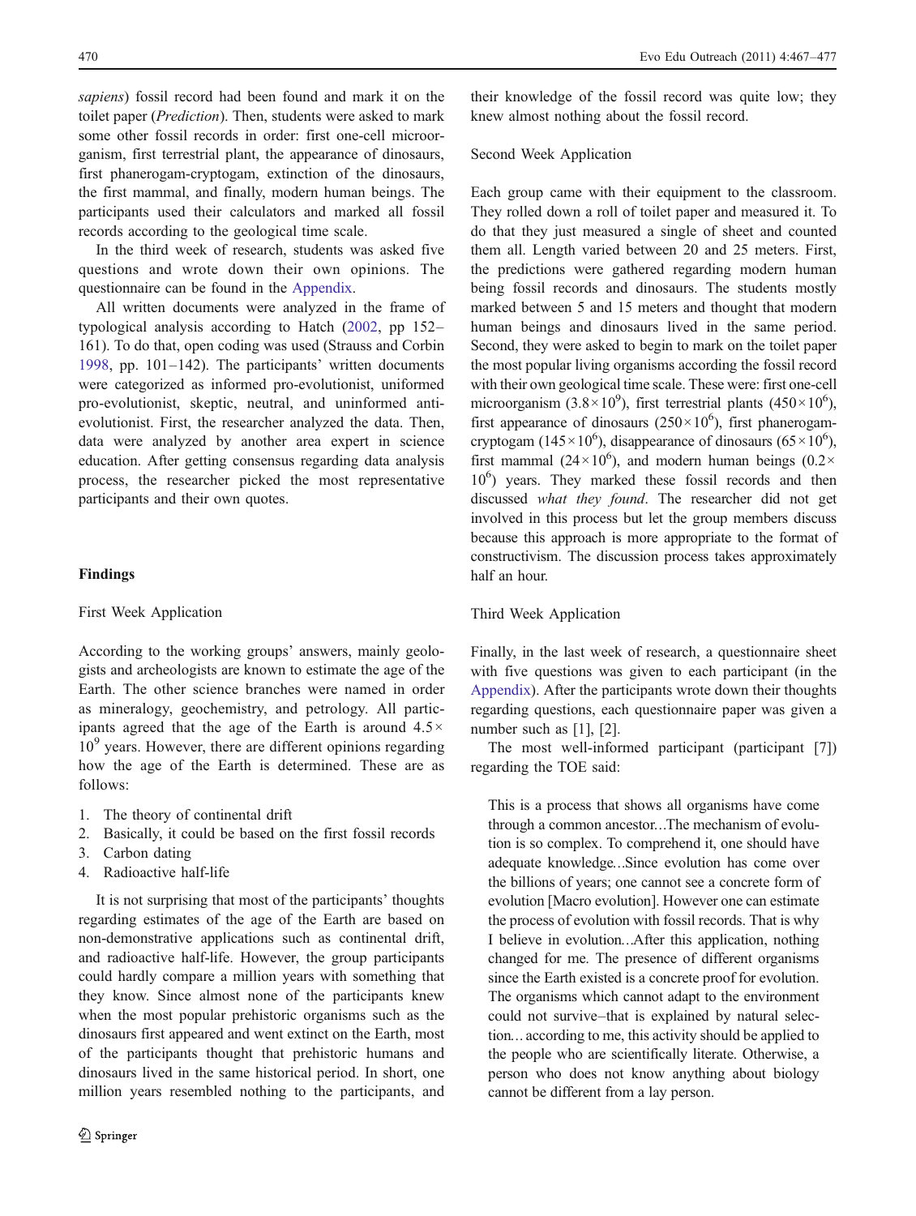*sapiens*) fossil record had been found and mark it on the toilet paper (*Prediction*). Then, students were asked to mark some other fossil records in order: first one-cell microorganism, first terrestrial plant, the appearance of dinosaurs, first phanerogam-cryptogam, extinction of the dinosaurs, the first mammal, and finally, modern human beings. The participants used their calculators and marked all fossil records according to the geological time scale.

In the third week of research, students was asked five questions and wrote down their own opinions. The questionnaire can be found in the Appendix.

All written documents were analyzed in the frame of typological analysis according to Hatch (2002, pp 152–161). To do that, open coding was used (Strauss and Corbin 1998, pp. 101–142). The participants' written documents were categorized as informed pro-evolutionist, uformed pro-evolutionist, skeptic, neutral, and uninformed anti-evolutionist. First, the researcher analyzed the data. Then, data were analyzed by another area expert in science education. After getting consensus regarding data analysis process, the researcher picked the most representative participants and their own quotes.

## Findings

### First Week Application

According to the working groups' answers, mainly geologists and archeologists are known to estimate the age of the Earth. The other science branches were named in order as mineralogy, geochemistry, and petrology. All participants agreed that the age of the Earth is around $4.5 \times 10^9$ years. However, there are different opinions regarding how the age of the Earth is determined. These are as follows:

1. The theory of continental drift
2. Basically, it could be based on the first fossil records
3. Carbon dating
4. Radioactive half-life

It is not surprising that most of the participants' thoughts regarding estimates of the age of the Earth are based on non-demonstrative applications such as continental drift, and radioactive half-life. However, the group participants could hardly compare a million years with something that they know. Since almost none of the participants knew when the most popular prehistoric organisms such as the dinosaurs first appeared and went extinct on the Earth, most of the participants thought that prehistoric humans and dinosaurs lived in the same historical period. In short, one million years resembled nothing to the participants, and their knowledge of the fossil record was quite low; they knew almost nothing about the fossil record.

### Second Week Application

Each group came with their equipment to the classroom. They rolled down a roll of toilet paper and measured it. To do that they just measured a single of sheet and counted them all. Length varied between 20 and 25 meters. First, the predictions were gathered regarding modern human being fossil records and dinosaurs. The students mostly marked between 5 and 15 meters and thought that modern human beings and dinosaurs lived in the same period. Second, they were asked to begin to mark on the toilet paper the most popular living organisms according the fossil record with their own geological time scale. These were: first one-cell microorganism ($3.8 \times 10^9$), first terrestrial plants ($450 \times 10^6$), first appearance of dinosaurs ($250 \times 10^6$), first phanerogam-cryptogam ($145 \times 10^6$), disappearance of dinosaurs ($65 \times 10^6$), first mammal ($24 \times 10^6$), and modern human beings ($0.2 \times 10^6$) years. They marked these fossil records and then discussed *what they found*. The researcher did not get involved in this process but let the group members discuss because this approach is more appropriate to the format of constructivism. The discussion process takes approximately half an hour.

### Third Week Application

Finally, in the last week of research, a questionnaire sheet with five questions was given to each participant (in the Appendix). After the participants wrote down their thoughts regarding questions, each questionnaire paper was given a number such as [1], [2].

The most well-informed participant (participant [7]) regarding the TOE said:

> This is a process that shows all organisms have come through a common ancestor...The mechanism of evolution is so complex. To comprehend it, one should have adequate knowledge...Since evolution has come over the billions of years; one cannot see a concrete form of evolution [Macro evolution]. However one can estimate the process of evolution with fossil records. That is why I believe in evolution...After this application, nothing changed for me. The presence of different organisms since the Earth existed is a concrete proof for evolution. The organisms which cannot adapt to the environment could not survive–that is explained by natural selection… according to me, this activity should be applied to the people who are scientifically literate. Otherwise, a person who does not know anything about biology cannot be different from a lay person.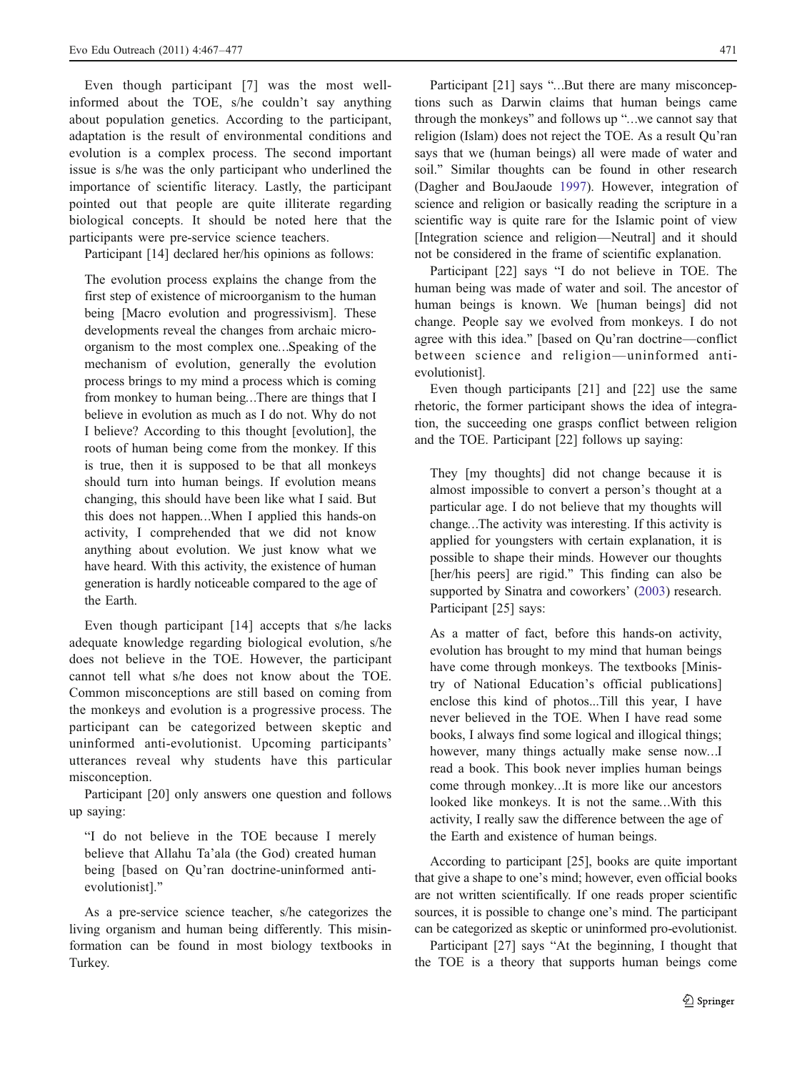Even though participant [7] was the most well-informed about the TOE, s/he couldn't say anything about population genetics. According to the participant, adaptation is the result of environmental conditions and evolution is a complex process. The second important issue is s/he was the only participant who underlined the importance of scientific literacy. Lastly, the participant pointed out that people are quite illiterate regarding biological concepts. It should be noted here that the participants were pre-service science teachers.

Participant [14] declared her/his opinions as follows:

> The evolution process explains the change from the first step of existence of microorganism to the human being [Macro evolution and progressivism]. These developments reveal the changes from archaic micro-organism to the most complex one...Speaking of the mechanism of evolution, generally the evolution process brings to my mind a process which is coming from monkey to human being...There are things that I believe in evolution as much as I do not. Why do not I believe? According to this thought [evolution], the roots of human being come from the monkey. If this is true, then it is supposed to be that all monkeys should turn into human beings. If evolution means changing, this should have been like what I said. But this does not happen...When I applied this hands-on activity, I comprehended that we did not know anything about evolution. We just know what we have heard. With this activity, the existence of human generation is hardly noticeable compared to the age of the Earth.

Even though participant [14] accepts that s/he lacks adequate knowledge regarding biological evolution, s/he does not believe in the TOE. However, the participant cannot tell what s/he does not know about the TOE. Common misconceptions are still based on coming from the monkeys and evolution is a progressive process. The participant can be categorized between skeptic and uninformed anti-evolutionist. Upcoming participants' utterances reveal why students have this particular misconception.

Participant [20] only answers one question and follows up saying:

> "I do not believe in the TOE because I merely believe that Allahu Ta'ala (the God) created human being [based on Qu'ran doctrine-uninformed anti-evolutionist]."

As a pre-service science teacher, s/he categorizes the living organism and human being differently. This misinformation can be found in most biology textbooks in Turkey.

Participant [21] says "...But there are many misconceptions such as Darwin claims that human beings came through the monkeys" and follows up "...we cannot say that religion (Islam) does not reject the TOE. As a result Qu'ran says that we (human beings) all were made of water and soil." Similar thoughts can be found in other research (Dagher and BouJaoude 1997). However, integration of science and religion or basically reading the scripture in a scientific way is quite rare for the Islamic point of view [Integration science and religion—Neutral] and it should not be considered in the frame of scientific explanation.

Participant [22] says "I do not believe in TOE. The human being was made of water and soil. The ancestor of human beings is known. We [human beings] did not change. People say we evolved from monkeys. I do not agree with this idea." [based on Qu'ran doctrine—conflict between science and religion—uninformed anti-evolutionist].

Even though participants [21] and [22] use the same rhetoric, the former participant shows the idea of integration, the succeeding one grasps conflict between religion and the TOE. Participant [22] follows up saying:

> They [my thoughts] did not change because it is almost impossible to convert a person's thought at a particular age. I do not believe that my thoughts will change...The activity was interesting. If this activity is applied for youngsters with certain explanation, it is possible to shape their minds. However our thoughts [her/his peers] are rigid." This finding can also be supported by Sinatra and coworkers' (2003) research. Participant [25] says:

> As a matter of fact, before this hands-on activity, evolution has brought to my mind that human beings have come through monkeys. The textbooks [Ministry of National Education's official publications] enclose this kind of photos...Till this year, I have never believed in the TOE. When I have read some books, I always find some logical and illogical things; however, many things actually make sense now...I read a book. This book never implies human beings come through monkey...It is more like our ancestors looked like monkeys. It is not the same...With this activity, I really saw the difference between the age of the Earth and existence of human beings.

According to participant [25], books are quite important that give a shape to one's mind; however, even official books are not written scientifically. If one reads proper scientific sources, it is possible to change one's mind. The participant can be categorized as skeptic or uninformed pro-evolutionist.

Participant [27] says "At the beginning, I thought that the TOE is a theory that supports human beings come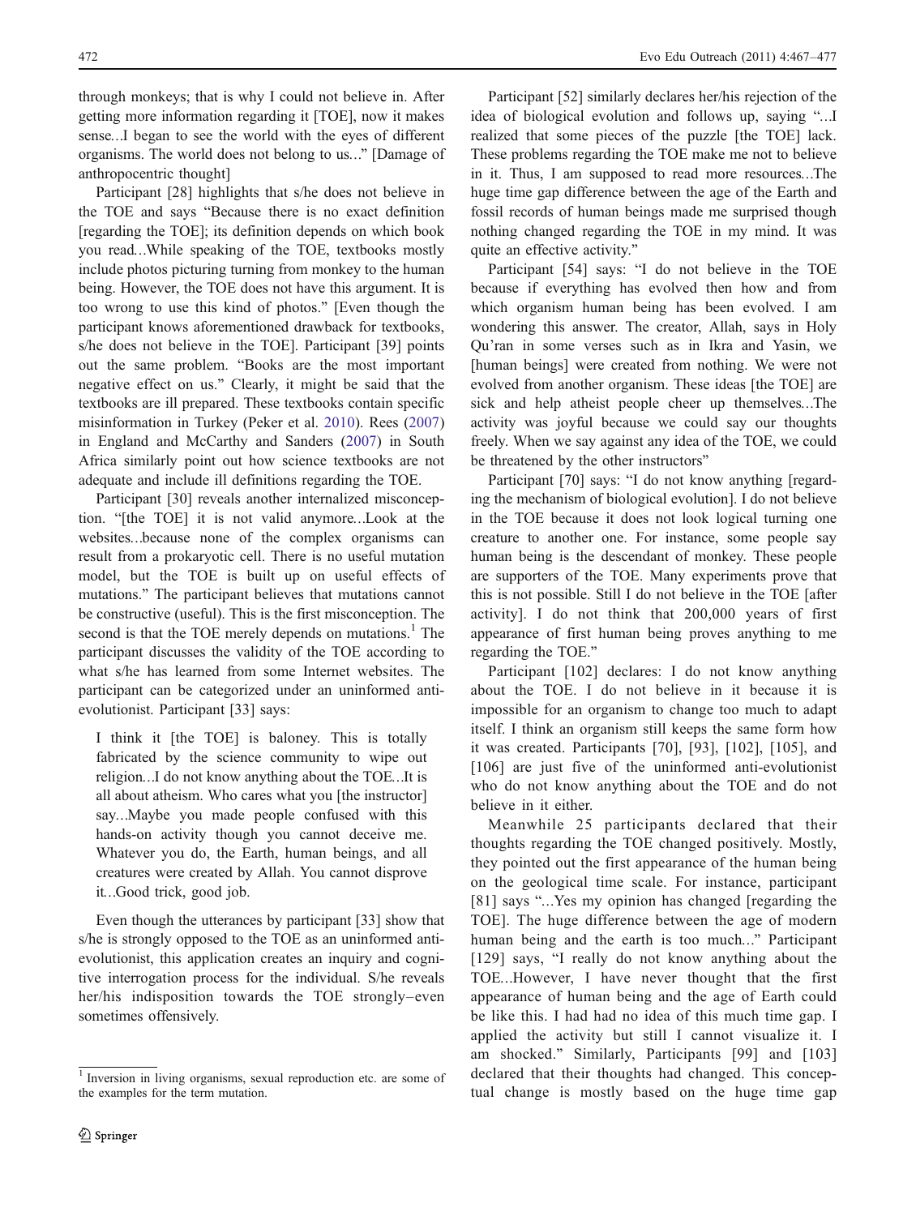through monkeys; that is why I could not believe in. After getting more information regarding it [TOE], now it makes sense...I began to see the world with the eyes of different organisms. The world does not belong to us..." [Damage of anthropocentric thought]

Participant [28] highlights that s/he does not believe in the TOE and says "Because there is no exact definition [regarding the TOE]; its definition depends on which book you read...While speaking of the TOE, textbooks mostly include photos picturing turning from monkey to the human being. However, the TOE does not have this argument. It is too wrong to use this kind of photos." [Even though the participant knows aforementioned drawback for textbooks, s/he does not believe in the TOE]. Participant [39] points out the same problem. "Books are the most important negative effect on us." Clearly, it might be said that the textbooks are ill prepared. These textbooks contain specific misinformation in Turkey (Peker et al. 2010). Rees (2007) in England and McCarthy and Sanders (2007) in South Africa similarly point out how science textbooks are not adequate and include ill definitions regarding the TOE.

Participant [30] reveals another internalized misconception. "[the TOE] it is not valid anymore...Look at the websites...because none of the complex organisms can result from a prokaryotic cell. There is no useful mutation model, but the TOE is built up on useful effects of mutations." The participant believes that mutations cannot be constructive (useful). This is the first misconception. The second is that the TOE merely depends on mutations.[1] The participant discusses the validity of the TOE according to what s/he has learned from some Internet websites. The participant can be categorized under an uninformed anti-evolutionist. Participant [33] says:

> I think it [the TOE] is baloney. This is totally fabricated by the science community to wipe out religion...I do not know anything about the TOE...It is all about atheism. Who cares what you [the instructor] say...Maybe you made people confused with this hands-on activity though you cannot deceive me. Whatever you do, the Earth, human beings, and all creatures were created by Allah. You cannot disprove it...Good trick, good job.

Even though the utterances by participant [33] show that s/he is strongly opposed to the TOE as an uninformed anti-evolutionist, this application creates an inquiry and cognitive interrogation process for the individual. S/he reveals her/his indisposition towards the TOE strongly–even sometimes offensively.

Participant [52] similarly declares her/his rejection of the idea of biological evolution and follows up, saying "...I realized that some pieces of the puzzle [the TOE] lack. These problems regarding the TOE make me not to believe in it. Thus, I am supposed to read more resources...The huge time gap difference between the age of the Earth and fossil records of human beings made me surprised though nothing changed regarding the TOE in my mind. It was quite an effective activity."

Participant [54] says: "I do not believe in the TOE because if everything has evolved then how and from which organism human being has been evolved. I am wondering this answer. The creator, Allah, says in Holy Qu'ran in some verses such as in Ikra and Yasin, we [human beings] were created from nothing. We were not evolved from another organism. These ideas [the TOE] are sick and help atheist people cheer up themselves...The activity was joyful because we could say our thoughts freely. When we say against any idea of the TOE, we could be threatened by the other instructors"

Participant [70] says: "I do not know anything [regarding the mechanism of biological evolution]. I do not believe in the TOE because it does not look logical turning one creature to another one. For instance, some people say human being is the descendant of monkey. These people are supporters of the TOE. Many experiments prove that this is not possible. Still I do not believe in the TOE [after activity]. I do not think that 200,000 years of first appearance of first human being proves anything to me regarding the TOE."

Participant [102] declares: I do not know anything about the TOE. I do not believe in it because it is impossible for an organism to change too much to adapt itself. I think an organism still keeps the same form how it was created. Participants [70], [93], [102], [105], and [106] are just five of the uninformed anti-evolutionist who do not know anything about the TOE and do not believe in it either.

Meanwhile 25 participants declared that their thoughts regarding the TOE changed positively. Mostly, they pointed out the first appearance of the human being on the geological time scale. For instance, participant [81] says "...Yes my opinion has changed [regarding the TOE]. The huge difference between the age of modern human being and the earth is too much..." Participant [129] says, "I really do not know anything about the TOE...However, I have never thought that the first appearance of human being and the age of Earth could be like this. I had had no idea of this much time gap. I applied the activity but still I cannot visualize it. I am shocked." Similarly, Participants [99] and [103] declared that their thoughts had changed. This conceptual change is mostly based on the huge time gap

[1] Inversion in living organisms, sexual reproduction etc. are some of the examples for the term mutation.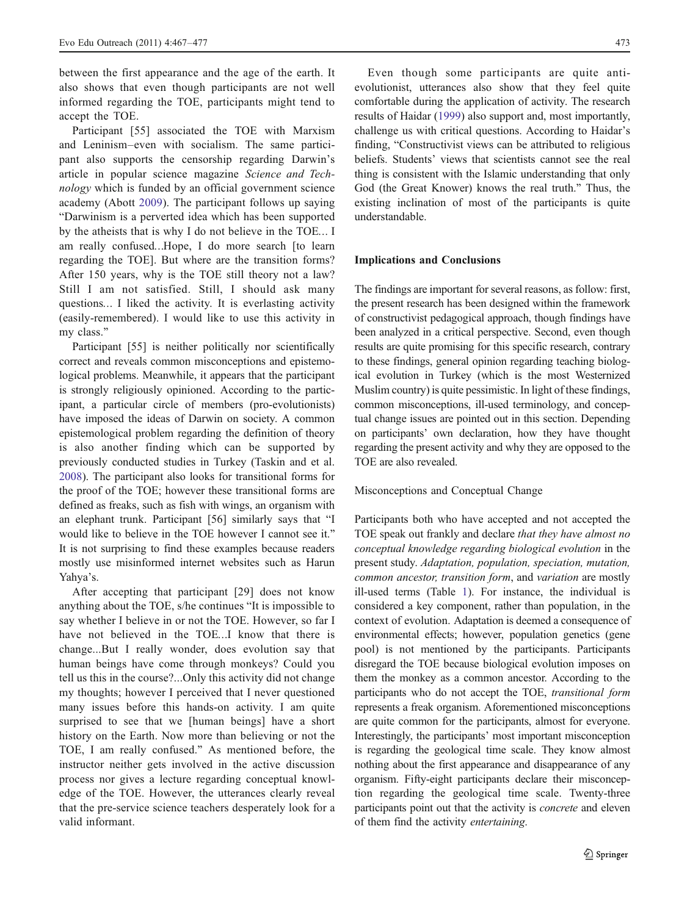between the first appearance and the age of the earth. It also shows that even though participants are not well informed regarding the TOE, participants might tend to accept the TOE.

Participant [55] associated the TOE with Marxism and Leninism–even with socialism. The same participant also supports the censorship regarding Darwin's article in popular science magazine *Science and Technology* which is funded by an official government science academy (Abott 2009). The participant follows up saying "Darwinism is a perverted idea which has been supported by the atheists that is why I do not believe in the TOE... I am really confused...Hope, I do more search [to learn regarding the TOE]. But where are the transition forms? After 150 years, why is the TOE still theory not a law? Still I am not satisfied. Still, I should ask many questions... I liked the activity. It is everlasting activity (easily-remembered). I would like to use this activity in my class."

Participant [55] is neither politically nor scientifically correct and reveals common misconceptions and epistemological problems. Meanwhile, it appears that the participant is strongly religiously opinioned. According to the participant, a particular circle of members (pro-evolutionists) have imposed the ideas of Darwin on society. A common epistemological problem regarding the definition of theory is also another finding which can be supported by previously conducted studies in Turkey (Taskin and et al. 2008). The participant also looks for transitional forms for the proof of the TOE; however these transitional forms are defined as freaks, such as fish with wings, an organism with an elephant trunk. Participant [56] similarly says that "I would like to believe in the TOE however I cannot see it." It is not surprising to find these examples because readers mostly use misinformed internet websites such as Harun Yahya's.

After accepting that participant [29] does not know anything about the TOE, s/he continues "It is impossible to say whether I believe in or not the TOE. However, so far I have not believed in the TOE...I know that there is change...But I really wonder, does evolution say that human beings have come through monkeys? Could you tell us this in the course?...Only this activity did not change my thoughts; however I perceived that I never questioned many issues before this hands-on activity. I am quite surprised to see that we [human beings] have a short history on the Earth. Now more than believing or not the TOE, I am really confused." As mentioned before, the instructor neither gets involved in the active discussion process nor gives a lecture regarding conceptual knowledge of the TOE. However, the utterances clearly reveal that the pre-service science teachers desperately look for a valid informant.

Even though some participants are quite anti-evolutionist, utterances also show that they feel quite comfortable during the application of activity. The research results of Haidar (1999) also support and, most importantly, challenge us with critical questions. According to Haidar's finding, "Constructivist views can be attributed to religious beliefs. Students' views that scientists cannot see the real thing is consistent with the Islamic understanding that only God (the Great Knower) knows the real truth." Thus, the existing inclination of most of the participants is quite understandable.

## Implications and Conclusions

The findings are important for several reasons, as follow: first, the present research has been designed within the framework of constructivist pedagogical approach, though findings have been analyzed in a critical perspective. Second, even though results are quite promising for this specific research, contrary to these findings, general opinion regarding teaching biological evolution in Turkey (which is the most Westernized Muslim country) is quite pessimistic. In light of these findings, common misconceptions, ill-used terminology, and conceptual change issues are pointed out in this section. Depending on participants' own declaration, how they have thought regarding the present activity and why they are opposed to the TOE are also revealed.

### Misconceptions and Conceptual Change

Participants both who have accepted and not accepted the TOE speak out frankly and declare *that they have almost no conceptual knowledge regarding biological evolution* in the present study. *Adaptation, population, speciation, mutation, common ancestor, transition form*, and *variation* are mostly ill-used terms (Table 1). For instance, the individual is considered a key component, rather than population, in the context of evolution. Adaptation is deemed a consequence of environmental effects; however, population genetics (gene pool) is not mentioned by the participants. Participants disregard the TOE because biological evolution imposes on them the monkey as a common ancestor. According to the participants who do not accept the TOE, *transitional form* represents a freak organism. Aforementioned misconceptions are quite common for the participants, almost for everyone. Interestingly, the participants' most important misconception is regarding the geological time scale. They know almost nothing about the first appearance and disappearance of any organism. Fifty-eight participants declare their misconception regarding the geological time scale. Twenty-three participants point out that the activity is *concrete* and eleven of them find the activity *entertaining*.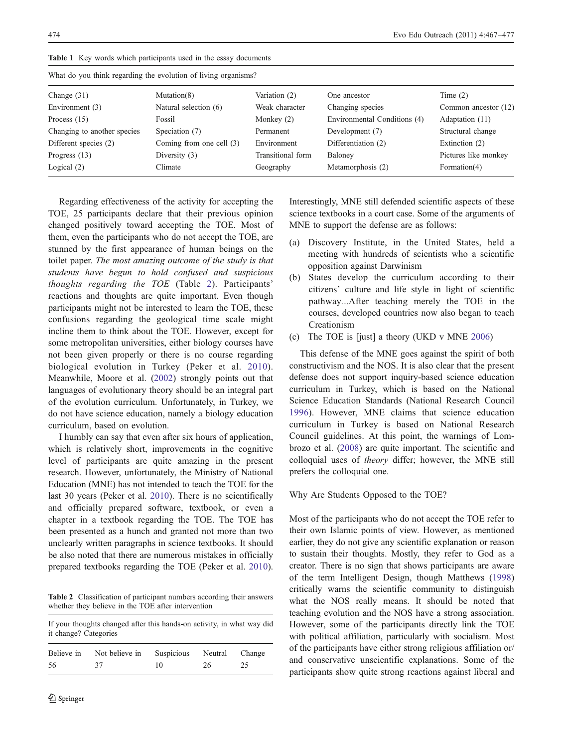**Table 1** Key words which participants used in the essay documents

| What do you think regarding the evolution of living organisms? | | | | |
|---|---|---|---|---|
| Change (31) | Mutation(8) | Variation (2) | One ancestor | Time (2) |
| Environment (3) | Natural selection (6) | Weak character | Changing species | Common ancestor (12) |
| Process (15) | Fossil | Monkey (2) | Environmental Conditions (4) | Adaptation (11) |
| Changing to another species | Speciation (7) | Permanent | Development (7) | Structural change |
| Different species (2) | Coming from one cell (3) | Environment | Differentiation (2) | Extinction (2) |
| Progress (13) | Diversity (3) | Transitional form | Baloney | Pictures like monkey |
| Logical (2) | Climate | Geography | Metamorphosis (2) | Formation(4) |

Regarding effectiveness of the activity for accepting the TOE, 25 participants declare that their previous opinion changed positively toward accepting the TOE. Most of them, even the participants who do not accept the TOE, are stunned by the first appearance of human beings on the toilet paper. *The most amazing outcome of the study is that students have begun to hold confused and suspicious thoughts regarding the TOE* (Table 2). Participants' reactions and thoughts are quite important. Even though participants might not be interested to learn the TOE, these confusions regarding the geological time scale might incline them to think about the TOE. However, except for some metropolitan universities, either biology courses have not been given properly or there is no course regarding biological evolution in Turkey (Peker et al. 2010). Meanwhile, Moore et al. (2002) strongly points out that languages of evolutionary theory should be an integral part of the evolution curriculum. Unfortunately, in Turkey, we do not have science education, namely a biology education curriculum, based on evolution.

I humbly can say that even after six hours of application, which is relatively short, improvements in the cognitive level of participants are quite amazing in the present research. However, unfortunately, the Ministry of National Education (MNE) has not intended to teach the TOE for the last 30 years (Peker et al. 2010). There is no scientifically and officially prepared software, textbook, or even a chapter in a textbook regarding the TOE. The TOE has been presented as a hunch and granted not more than two unclearly written paragraphs in science textbooks. It should be also noted that there are numerous mistakes in officially prepared textbooks regarding the TOE (Peker et al. 2010).

**Table 2** Classification of participant numbers according their answers whether they believe in the TOE after intervention

| If your thoughts changed after this hands-on activity, in what way did it change? Categories | | | | |
|---|---|---|---|---|
| Believe in | Not believe in | Suspicious | Neutral | Change |
| 56 | 37 | 10 | 26 | 25 |

Interestingly, MNE still defended scientific aspects of these science textbooks in a court case. Some of the arguments of MNE to support the defense are as follows:

(a) Discovery Institute, in the United States, held a meeting with hundreds of scientists who a scientific opposition against Darwinism

(b) States develop the curriculum according to their citizens' culture and life style in light of scientific pathway...After teaching merely the TOE in the courses, developed countries now also began to teach Creationism

(c) The TOE is [just] a theory (UKD v MNE 2006)

This defense of the MNE goes against the spirit of both constructivism and the NOS. It is also clear that the present defense does not support inquiry-based science education curriculum in Turkey, which is based on the National Science Education Standards (National Research Council 1996). However, MNE claims that science education curriculum in Turkey is based on National Research Council guidelines. At this point, the warnings of Lombrozo et al. (2008) are quite important. The scientific and colloquial uses of *theory* differ; however, the MNE still prefers the colloquial one.

## Why Are Students Opposed to the TOE?

Most of the participants who do not accept the TOE refer to their own Islamic points of view. However, as mentioned earlier, they do not give any scientific explanation or reason to sustain their thoughts. Mostly, they refer to God as a creator. There is no sign that shows participants are aware of the term Intelligent Design, though Matthews (1998) critically warns the scientific community to distinguish what the NOS really means. It should be noted that teaching evolution and the NOS have a strong association. However, some of the participants directly link the TOE with political affiliation, particularly with socialism. Most of the participants have either strong religious affiliation or/and conservative unscientific explanations. Some of the participants show quite strong reactions against liberal and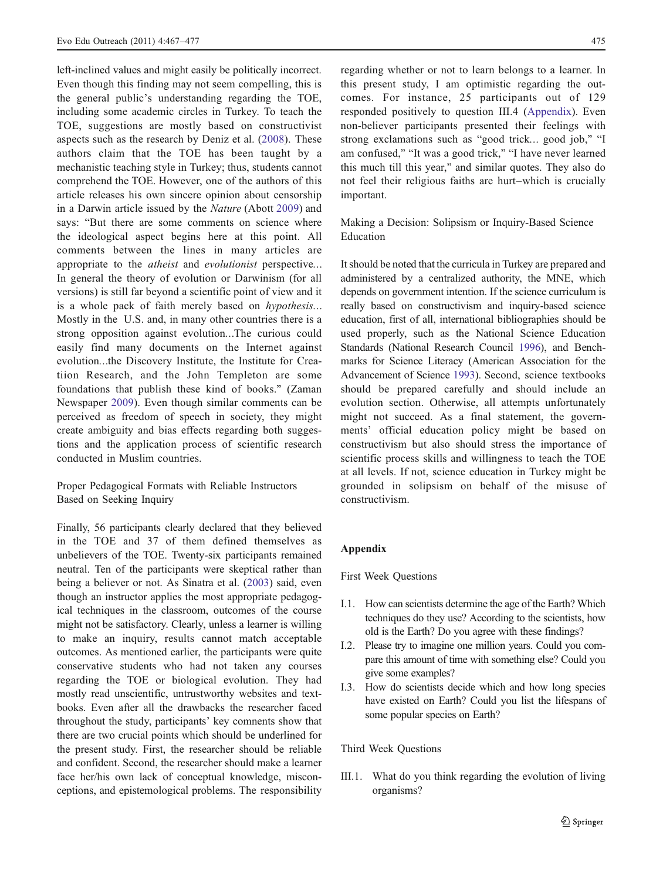left-inclined values and might easily be politically incorrect. Even though this finding may not seem compelling, this is the general public's understanding regarding the TOE, including some academic circles in Turkey. To teach the TOE, suggestions are mostly based on constructivist aspects such as the research by Deniz et al. (2008). These authors claim that the TOE has been taught by a mechanistic teaching style in Turkey; thus, students cannot comprehend the TOE. However, one of the authors of this article releases his own sincere opinion about censorship in a Darwin article issued by the *Nature* (Abott 2009) and says: "But there are some comments on science where the ideological aspect begins here at this point. All comments between the lines in many articles are appropriate to the *atheist* and *evolutionist* perspective... In general the theory of evolution or Darwinism (for all versions) is still far beyond a scientific point of view and it is a whole pack of faith merely based on *hypothesis*... Mostly in the U.S. and, in many other countries there is a strong opposition against evolution...The curious could easily find many documents on the Internet against evolution...the Discovery Institute, the Institute for Creatiion Research, and the John Templeton are some foundations that publish these kind of books." (Zaman Newspaper 2009). Even though similar comments can be perceived as freedom of speech in society, they might create ambiguity and bias effects regarding both suggestions and the application process of scientific research conducted in Muslim countries.

## Proper Pedagogical Formats with Reliable Instructors Based on Seeking Inquiry

Finally, 56 participants clearly declared that they believed in the TOE and 37 of them defined themselves as unbelievers of the TOE. Twenty-six participants remained neutral. Ten of the participants were skeptical rather than being a believer or not. As Sinatra et al. (2003) said, even though an instructor applies the most appropriate pedagogical techniques in the classroom, outcomes of the course might not be satisfactory. Clearly, unless a learner is willing to make an inquiry, results cannot match acceptable outcomes. As mentioned earlier, the participants were quite conservative students who had not taken any courses regarding the TOE or biological evolution. They had mostly read unscientific, untrustworthy websites and textbooks. Even after all the drawbacks the researcher faced throughout the study, participants' key comments show that there are two crucial points which should be underlined for the present study. First, the researcher should be reliable and confident. Second, the researcher should make a learner face her/his own lack of conceptual knowledge, misconceptions, and epistemological problems. The responsibility regarding whether or not to learn belongs to a learner. In this present study, I am optimistic regarding the outcomes. For instance, 25 participants out of 129 responded positively to question III.4 (Appendix). Even non-believer participants presented their feelings with strong exclamations such as "good trick... good job," "I am confused," "It was a good trick," "I have never learned this much till this year," and similar quotes. They also do not feel their religious faiths are hurt–which is crucially important.

## Making a Decision: Solipsism or Inquiry-Based Science Education

It should be noted that the curricula in Turkey are prepared and administered by a centralized authority, the MNE, which depends on government intention. If the science curriculum is really based on constructivism and inquiry-based science education, first of all, international bibliographies should be used properly, such as the National Science Education Standards (National Research Council 1996), and Benchmarks for Science Literacy (American Association for the Advancement of Science 1993). Second, science textbooks should be prepared carefully and should include an evolution section. Otherwise, all attempts unfortunately might not succeed. As a final statement, the governments' official education policy might be based on constructivism but also should stress the importance of scientific process skills and willingness to teach the TOE at all levels. If not, science education in Turkey might be grounded in solipsism on behalf of the misuse of constructivism.

## Appendix

### First Week Questions

I.1. How can scientists determine the age of the Earth? Which techniques do they use? According to the scientists, how old is the Earth? Do you agree with these findings?

I.2. Please try to imagine one million years. Could you compare this amount of time with something else? Could you give some examples?

I.3. How do scientists decide which and how long species have existed on Earth? Could you list the lifespans of some popular species on Earth?

### Third Week Questions

III.1. What do you think regarding the evolution of living organisms?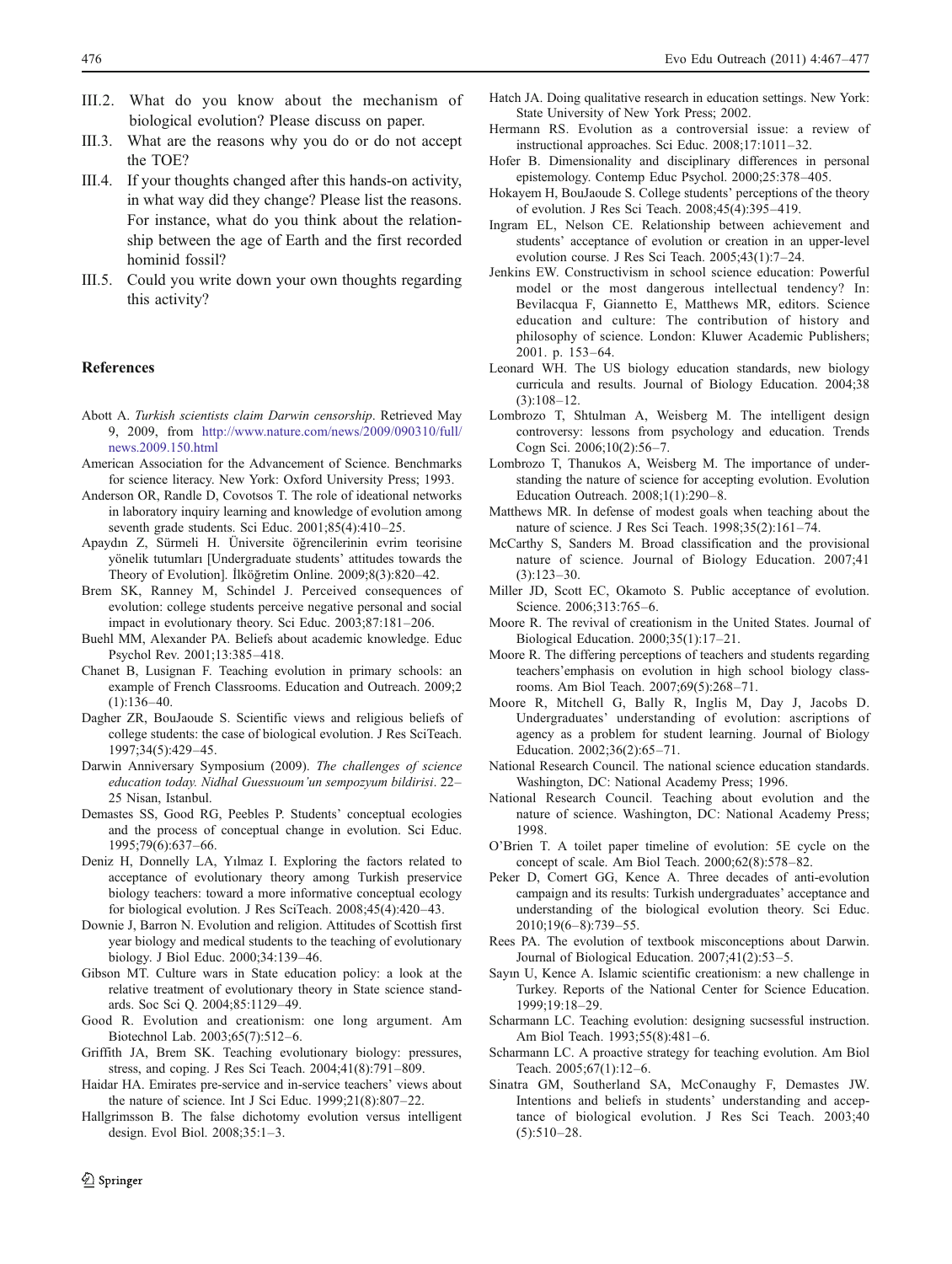III.2. What do you know about the mechanism of biological evolution? Please discuss on paper.

III.3. What are the reasons why you do or do not accept the TOE?

III.4. If your thoughts changed after this hands-on activity, in what way did they change? Please list the reasons. For instance, what do you think about the relationship between the age of Earth and the first recorded hominid fossil?

III.5. Could you write down your own thoughts regarding this activity?

## References

Abott A. *Turkish scientists claim Darwin censorship*. Retrieved May 9, 2009, from http://www.nature.com/news/2009/090310/full/news.2009.150.html

American Association for the Advancement of Science. Benchmarks for science literacy. New York: Oxford University Press; 1993.

Anderson OR, Randle D, Covotsos T. The role of ideational networks in laboratory inquiry learning and knowledge of evolution among seventh grade students. Sci Educ. 2001;85(4):410–25.

Apaydın Z, Sürmeli H. Üniversite öğrencilerinin evrim teorisine yönelik tutumları [Undergraduate students' attitudes towards the Theory of Evolution]. İlköğretim Online. 2009;8(3):820–42.

Brem SK, Ranney M, Schindel J. Perceived consequences of evolution: college students perceive negative personal and social impact in evolutionary theory. Sci Educ. 2003;87:181–206.

Buehl MM, Alexander PA. Beliefs about academic knowledge. Educ Psychol Rev. 2001;13:385–418.

Chanet B, Lusignan F. Teaching evolution in primary schools: an example of French Classrooms. Education and Outreach. 2009;2(1):136–40.

Dagher ZR, BouJaoude S. Scientific views and religious beliefs of college students: the case of biological evolution. J Res SciTeach. 1997;34(5):429–45.

Darwin Anniversary Symposium (2009). *The challenges of science education today. Nidhal Guessuoum'un sempozyum bildirisi*. 22–25 Nisan, Istanbul.

Demastes SS, Good RG, Peebles P. Students' conceptual ecologies and the process of conceptual change in evolution. Sci Educ. 1995;79(6):637–66.

Deniz H, Donnelly LA, Yılmaz I. Exploring the factors related to acceptance of evolutionary theory among Turkish preservice biology teachers: toward a more informative conceptual ecology for biological evolution. J Res SciTeach. 2008;45(4):420–43.

Downie J, Barron N. Evolution and religion. Attitudes of Scottish first year biology and medical students to the teaching of evolutionary biology. J Biol Educ. 2000;34:139–46.

Gibson MT. Culture wars in State education policy: a look at the relative treatment of evolutionary theory in State science standards. Soc Sci Q. 2004;85:1129–49.

Good R. Evolution and creationism: one long argument. Am Biotechnol Lab. 2003;65(7):512–6.

Griffith JA, Brem SK. Teaching evolutionary biology: pressures, stress, and coping. J Res Sci Teach. 2004;41(8):791–809.

Haidar HA. Emirates pre-service and in-service teachers' views about the nature of science. Int J Sci Educ. 1999;21(8):807–22.

Hallgrimsson B. The false dichotomy evolution versus intelligent design. Evol Biol. 2008;35:1–3.

Hatch JA. Doing qualitative research in education settings. New York: State University of New York Press; 2002.

Hermann RS. Evolution as a controversial issue: a review of instructional approaches. Sci Educ. 2008;17:1011–32.

Hofer B. Dimensionality and disciplinary differences in personal epistemology. Contemp Educ Psychol. 2000;25:378–405.

Hokayem H, BouJaoude S. College students' perceptions of the theory of evolution. J Res Sci Teach. 2008;45(4):395–419.

Ingram EL, Nelson CE. Relationship between achievement and students' acceptance of evolution or creation in an upper-level evolution course. J Res Sci Teach. 2005;43(1):7–24.

Jenkins EW. Constructivism in school science education: Powerful model or the most dangerous intellectual tendency? In: Bevilacqua F, Giannetto E, Matthews MR, editors. Science education and culture: The contribution of history and philosophy of science. London: Kluwer Academic Publishers; 2001. p. 153–64.

Leonard WH. The US biology education standards, new biology curricula and results. Journal of Biology Education. 2004;38(3):108–12.

Lombrozo T, Shtulman A, Weisberg M. The intelligent design controversy: lessons from psychology and education. Trends Cogn Sci. 2006;10(2):56–7.

Lombrozo T, Thanukos A, Weisberg M. The importance of understanding the nature of science for accepting evolution. Evolution Education Outreach. 2008;1(1):290–8.

Matthews MR. In defense of modest goals when teaching about the nature of science. J Res Sci Teach. 1998;35(2):161–74.

McCarthy S, Sanders M. Broad classification and the provisional nature of science. Journal of Biology Education. 2007;41(3):123–30.

Miller JD, Scott EC, Okamoto S. Public acceptance of evolution. Science. 2006;313:765–6.

Moore R. The revival of creationism in the United States. Journal of Biological Education. 2000;35(1):17–21.

Moore R. The differing perceptions of teachers and students regarding teachers'emphasis on evolution in high school biology classrooms. Am Biol Teach. 2007;69(5):268–71.

Moore R, Mitchell G, Bally R, Inglis M, Day J, Jacobs D. Undergraduates' understanding of evolution: ascriptions of agency as a problem for student learning. Journal of Biology Education. 2002;36(2):65–71.

National Research Council. The national science education standards. Washington, DC: National Academy Press; 1996.

National Research Council. Teaching about evolution and the nature of science. Washington, DC: National Academy Press; 1998.

O'Brien T. A toilet paper timeline of evolution: 5E cycle on the concept of scale. Am Biol Teach. 2000;62(8):578–82.

Peker D, Comert GG, Kence A. Three decades of anti-evolution campaign and its results: Turkish undergraduates' acceptance and understanding of the biological evolution theory. Sci Educ. 2010;19(6–8):739–55.

Rees PA. The evolution of textbook misconceptions about Darwin. Journal of Biological Education. 2007;41(2):53–5.

Sayın U, Kence A. Islamic scientific creationism: a new challenge in Turkey. Reports of the National Center for Science Education. 1999;19:18–29.

Scharmann LC. Teaching evolution: designing sucsessful instruction. Am Biol Teach. 1993;55(8):481–6.

Scharmann LC. A proactive strategy for teaching evolution. Am Biol Teach. 2005;67(1):12–6.

Sinatra GM, Southerland SA, McConaughy F, Demastes JW. Intentions and beliefs in students' understanding and acceptance of biological evolution. J Res Sci Teach. 2003;40(5):510–28.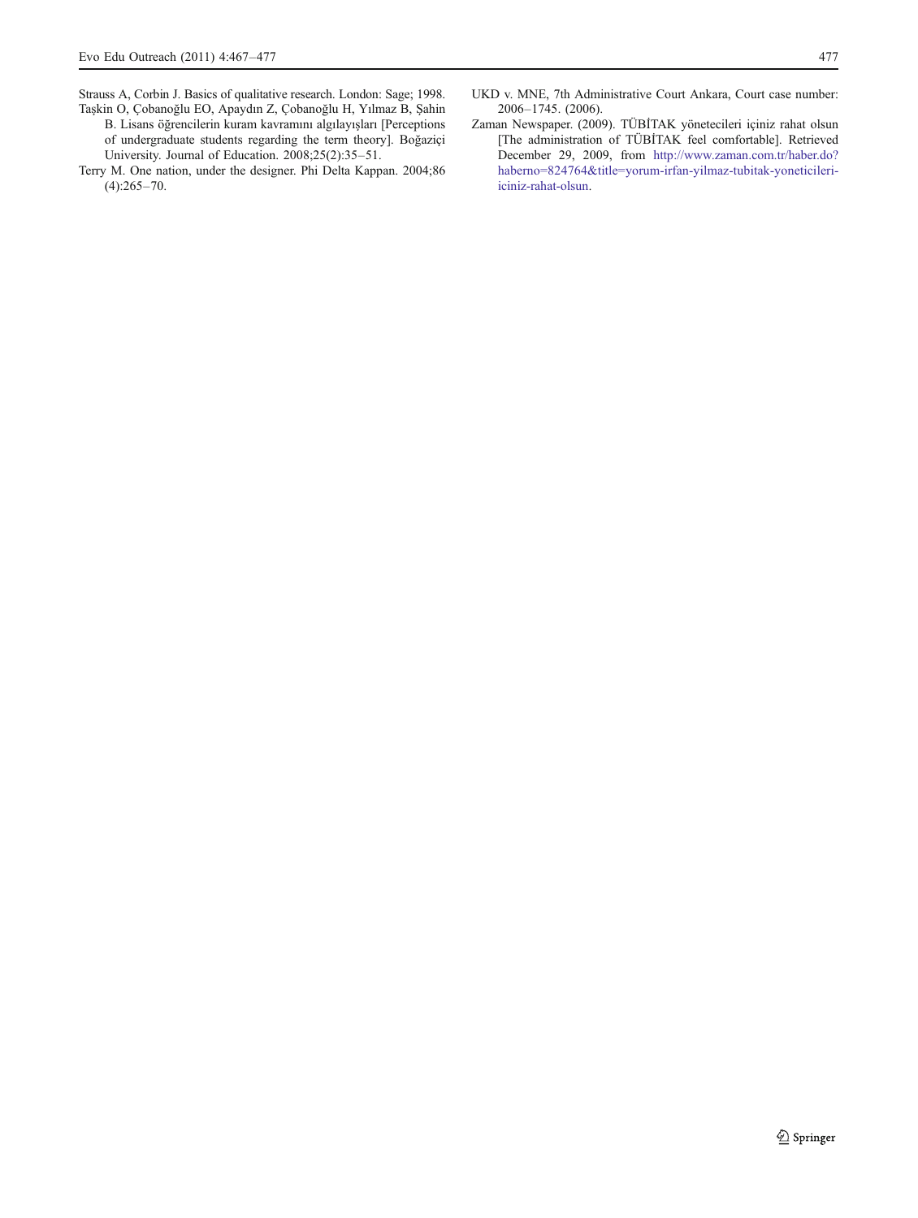Strauss A, Corbin J. Basics of qualitative research. London: Sage; 1998.

Taşkin O, Çobanoğlu EO, Apaydın Z, Çobanoğlu H, Yılmaz B, Şahin B. Lisans öğrencilerin kuram kavramını algılayışları [Perceptions of undergraduate students regarding the term theory]. Boğaziçi University. Journal of Education. 2008;25(2):35–51.

Terry M. One nation, under the designer. Phi Delta Kappan. 2004;86 (4):265–70.

UKD v. MNE, 7th Administrative Court Ankara, Court case number: 2006–1745. (2006).

Zaman Newspaper. (2009). TÜBİTAK yönetecileri içiniz rahat olsun [The administration of TÜBİTAK feel comfortable]. Retrieved December 29, 2009, from http://www.zaman.com.tr/haber.do?haberno=824764&title=yorum-irfan-yilmaz-tubitak-yoneticileri-iciniz-rahat-olsun.